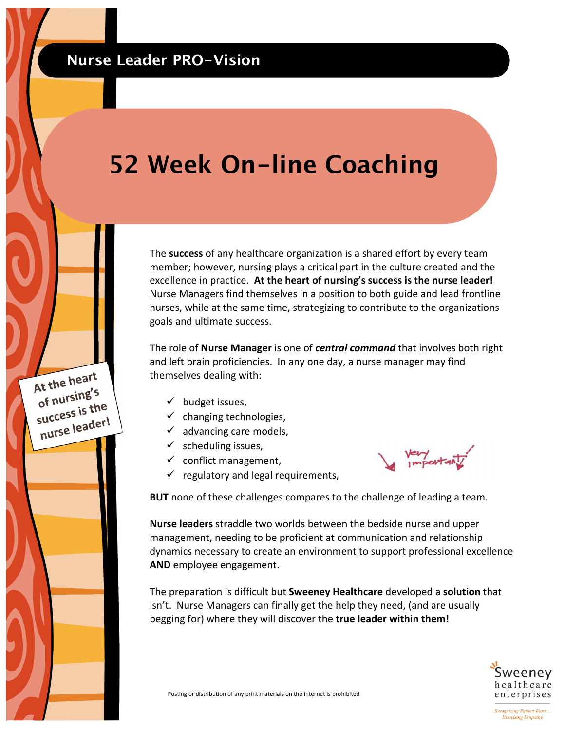## Nurse Leader PRO-Vision

# 52 Week On-line Coaching

At the heart of nursing's success is the nurse leader!

The **success** of any healthcare organization is a shared effort by every team member; however, nursing plays a critical part in the culture created and the excellence in practice. **At the heart of nursing's success is the nurse leader!** Nurse Managers find themselves in a position to both guide and lead frontline nurses, while at the same time, strategizing to contribute to the organizations goals and ultimate success.

The role of **Nurse Manager** is one of ***central command*** that involves both right and left brain proficiencies. In any one day, a nurse manager may find themselves dealing with:

- ✓ budget issues,
- ✓ changing technologies,
- ✓ advancing care models,
- ✓ scheduling issues,
- ✓ conflict management,
- ✓ regulatory and legal requirements,

Very important!

**BUT** none of these challenges compares to the challenge of leading a team.

**Nurse leaders** straddle two worlds between the bedside nurse and upper management, needing to be proficient at communication and relationship dynamics necessary to create an environment to support professional excellence **AND** employee engagement.

The preparation is difficult but **Sweeney Healthcare** developed a **solution** that isn't. Nurse Managers can finally get the help they need, (and are usually begging for) where they will discover the **true leader within them!**

Posting or distribution of any print materials on the internet is prohibited

Sweeney healthcare enterprises

*Recognizing Patient Fears... Exercising Empathy.*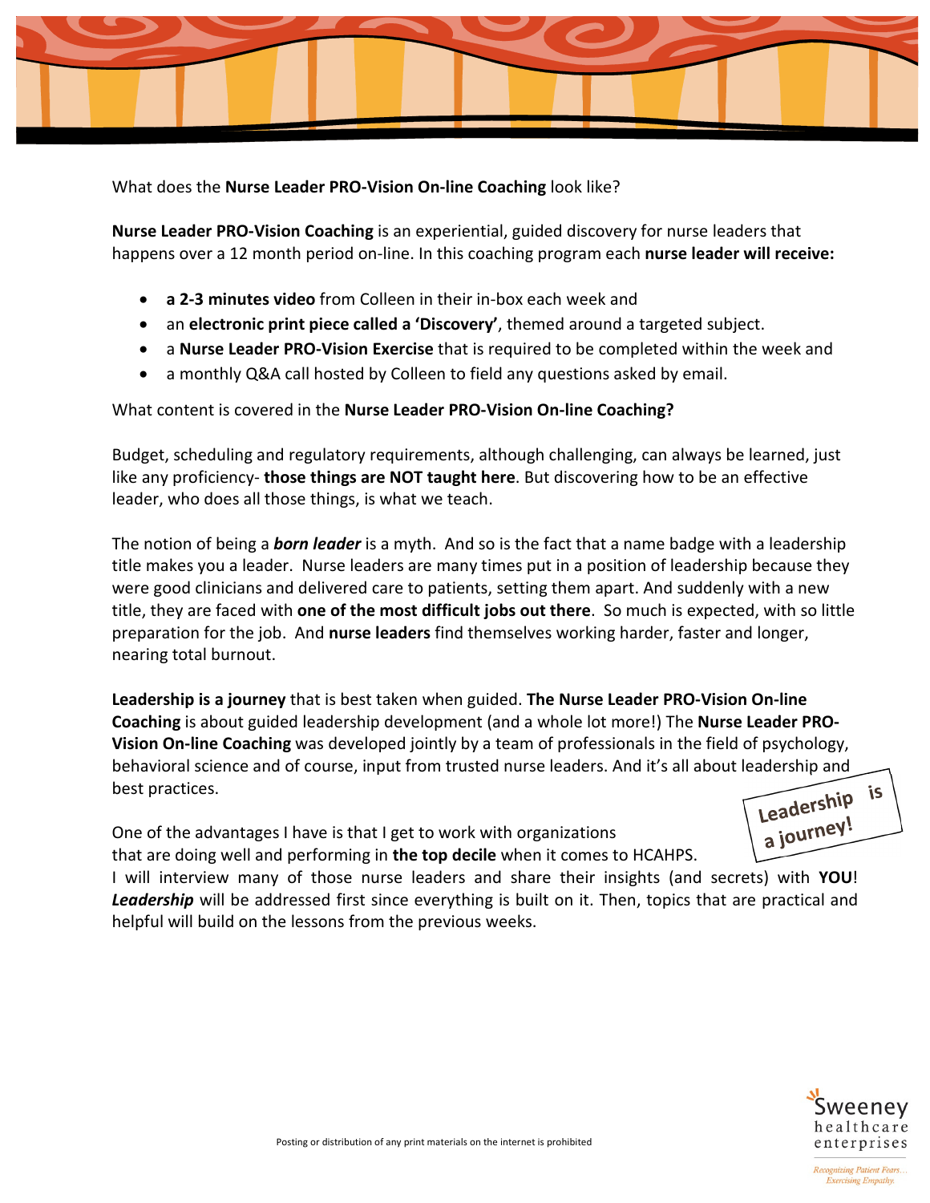What does the **Nurse Leader PRO-Vision On-line Coaching** look like?

**Nurse Leader PRO-Vision Coaching** is an experiential, guided discovery for nurse leaders that happens over a 12 month period on-line. In this coaching program each **nurse leader will receive:**

- **a 2-3 minutes video** from Colleen in their in-box each week and
- an **electronic print piece called a 'Discovery'**, themed around a targeted subject.
- a **Nurse Leader PRO-Vision Exercise** that is required to be completed within the week and
- a monthly Q&A call hosted by Colleen to field any questions asked by email.

What content is covered in the **Nurse Leader PRO-Vision On-line Coaching?**

Budget, scheduling and regulatory requirements, although challenging, can always be learned, just like any proficiency- **those things are NOT taught here**. But discovering how to be an effective leader, who does all those things, is what we teach.

The notion of being a ***born leader*** is a myth. And so is the fact that a name badge with a leadership title makes you a leader. Nurse leaders are many times put in a position of leadership because they were good clinicians and delivered care to patients, setting them apart. And suddenly with a new title, they are faced with **one of the most difficult jobs out there**. So much is expected, with so little preparation for the job. And **nurse leaders** find themselves working harder, faster and longer, nearing total burnout.

**Leadership is a journey** that is best taken when guided. **The Nurse Leader PRO-Vision On-line Coaching** is about guided leadership development (and a whole lot more!) The **Nurse Leader PRO-Vision On-line Coaching** was developed jointly by a team of professionals in the field of psychology, behavioral science and of course, input from trusted nurse leaders. And it's all about leadership and best practices.

**Leadership is a journey!**

One of the advantages I have is that I get to work with organizations that are doing well and performing in **the top decile** when it comes to HCAHPS. I will interview many of those nurse leaders and share their insights (and secrets) with **YOU**! ***Leadership*** will be addressed first since everything is built on it. Then, topics that are practical and helpful will build on the lessons from the previous weeks.

Posting or distribution of any print materials on the internet is prohibited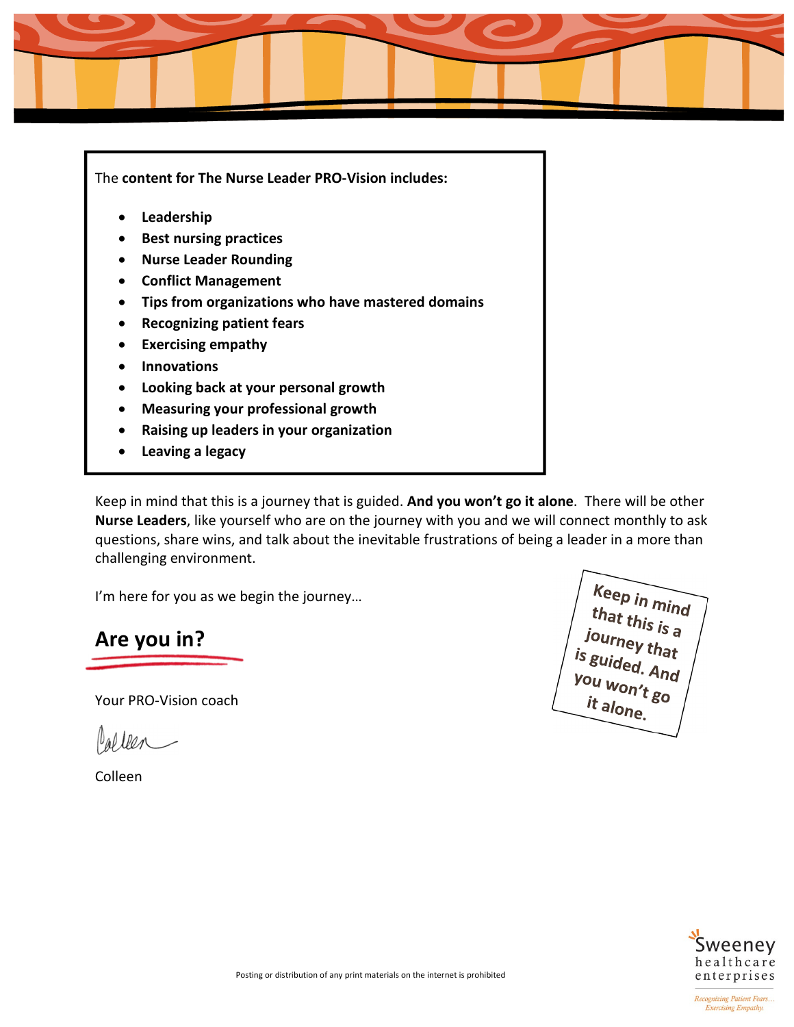The **content for The Nurse Leader PRO-Vision includes:**

- **Leadership**
- **Best nursing practices**
- **Nurse Leader Rounding**
- **Conflict Management**
- **Tips from organizations who have mastered domains**
- **Recognizing patient fears**
- **Exercising empathy**
- **Innovations**
- **Looking back at your personal growth**
- **Measuring your professional growth**
- **Raising up leaders in your organization**
- **Leaving a legacy**

Keep in mind that this is a journey that is guided. **And you won't go it alone**. There will be other **Nurse Leaders**, like yourself who are on the journey with you and we will connect monthly to ask questions, share wins, and talk about the inevitable frustrations of being a leader in a more than challenging environment.

I'm here for you as we begin the journey…

**Keep in mind that this is a journey that is guided. And you won't go it alone.**

## Are you in?

Your PRO-Vision coach

Colleen

Colleen

Posting or distribution of any print materials on the internet is prohibited

Sweeney healthcare enterprises

*Recognizing Patient Fears… Exercising Empathy.*